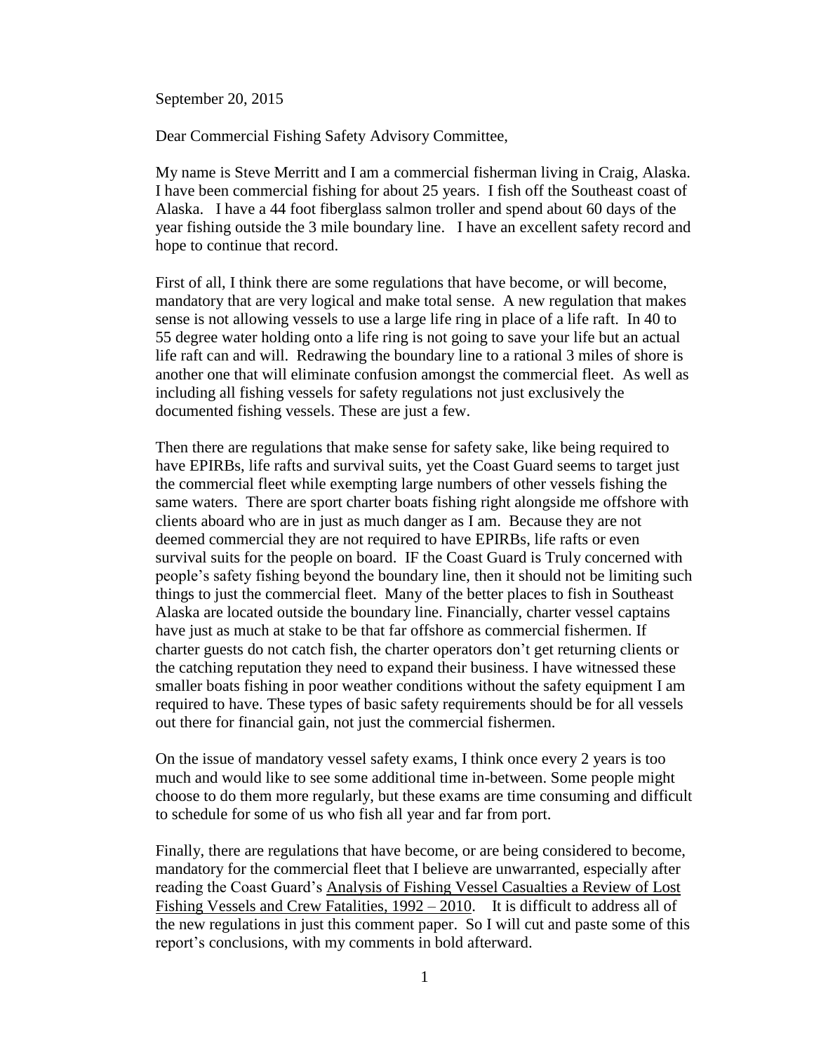September 20, 2015

Dear Commercial Fishing Safety Advisory Committee,

My name is Steve Merritt and I am a commercial fisherman living in Craig, Alaska. I have been commercial fishing for about 25 years. I fish off the Southeast coast of Alaska. I have a 44 foot fiberglass salmon troller and spend about 60 days of the year fishing outside the 3 mile boundary line. I have an excellent safety record and hope to continue that record.

First of all, I think there are some regulations that have become, or will become, mandatory that are very logical and make total sense. A new regulation that makes sense is not allowing vessels to use a large life ring in place of a life raft. In 40 to 55 degree water holding onto a life ring is not going to save your life but an actual life raft can and will. Redrawing the boundary line to a rational 3 miles of shore is another one that will eliminate confusion amongst the commercial fleet. As well as including all fishing vessels for safety regulations not just exclusively the documented fishing vessels. These are just a few.

Then there are regulations that make sense for safety sake, like being required to have EPIRBs, life rafts and survival suits, yet the Coast Guard seems to target just the commercial fleet while exempting large numbers of other vessels fishing the same waters. There are sport charter boats fishing right alongside me offshore with clients aboard who are in just as much danger as I am. Because they are not deemed commercial they are not required to have EPIRBs, life rafts or even survival suits for the people on board. IF the Coast Guard is Truly concerned with people's safety fishing beyond the boundary line, then it should not be limiting such things to just the commercial fleet. Many of the better places to fish in Southeast Alaska are located outside the boundary line. Financially, charter vessel captains have just as much at stake to be that far offshore as commercial fishermen. If charter guests do not catch fish, the charter operators don't get returning clients or the catching reputation they need to expand their business. I have witnessed these smaller boats fishing in poor weather conditions without the safety equipment I am required to have. These types of basic safety requirements should be for all vessels out there for financial gain, not just the commercial fishermen.

On the issue of mandatory vessel safety exams, I think once every 2 years is too much and would like to see some additional time in-between. Some people might choose to do them more regularly, but these exams are time consuming and difficult to schedule for some of us who fish all year and far from port.

Finally, there are regulations that have become, or are being considered to become, mandatory for the commercial fleet that I believe are unwarranted, especially after reading the Coast Guard's <u>Analysis of Fishing Vessel Casualties a Review of Lost Fishing Vessels and Crew Fatalities, 1992 – 2010</u>. It is difficult to address all of the new regulations in just this comment paper. So I will cut and paste some of this report's conclusions, with my comments in bold afterward.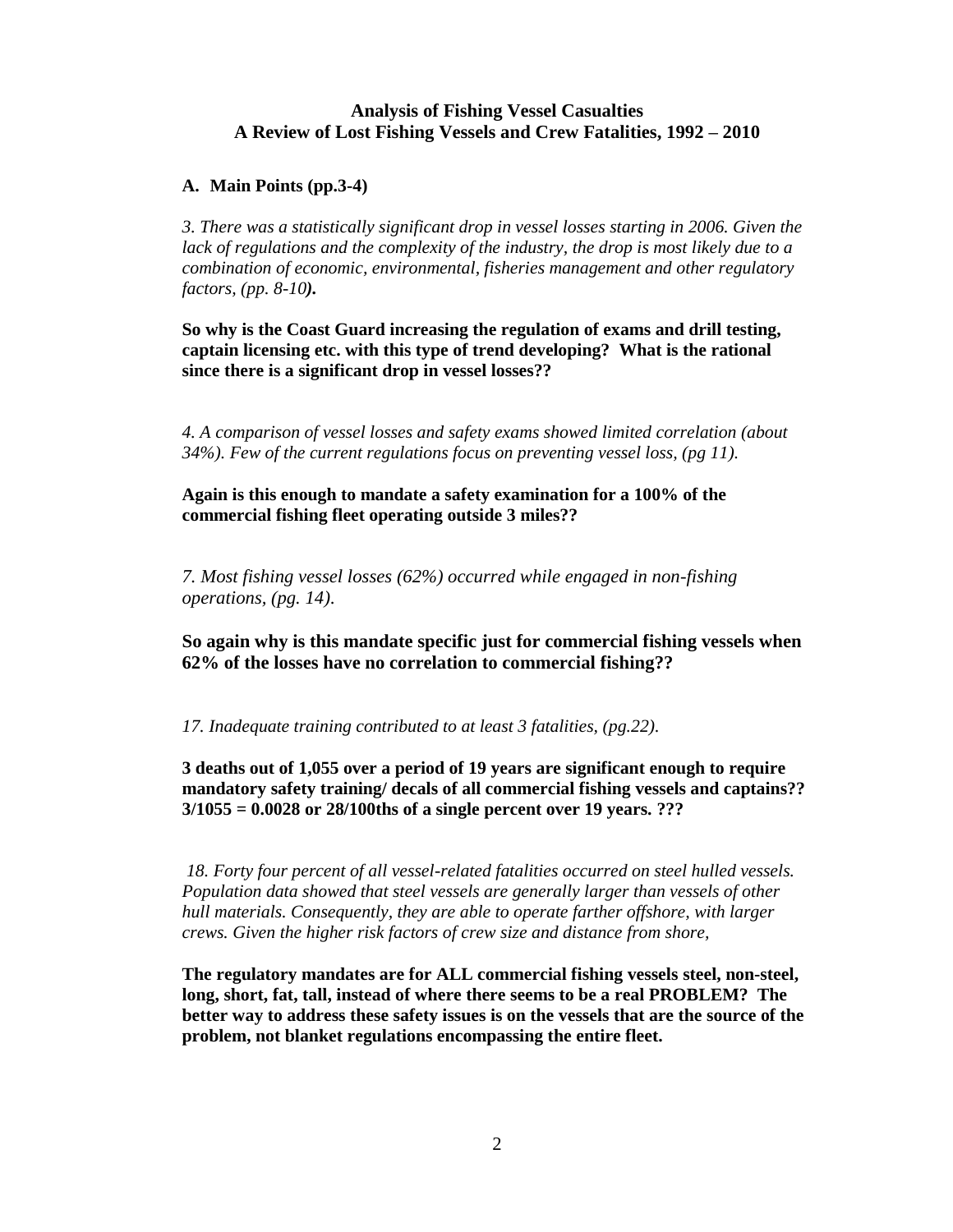**Analysis of Fishing Vessel Casualties**
**A Review of Lost Fishing Vessels and Crew Fatalities, 1992 – 2010**

**A. Main Points (pp.3-4)**

*3. There was a statistically significant drop in vessel losses starting in 2006. Given the lack of regulations and the complexity of the industry, the drop is most likely due to a combination of economic, environmental, fisheries management and other regulatory factors, (pp. 8-10)***.**

**So why is the Coast Guard increasing the regulation of exams and drill testing, captain licensing etc. with this type of trend developing? What is the rational since there is a significant drop in vessel losses??**

*4. A comparison of vessel losses and safety exams showed limited correlation (about 34%). Few of the current regulations focus on preventing vessel loss, (pg 11).*

**Again is this enough to mandate a safety examination for a 100% of the commercial fishing fleet operating outside 3 miles??**

*7. Most fishing vessel losses (62%) occurred while engaged in non-fishing operations, (pg. 14).*

**So again why is this mandate specific just for commercial fishing vessels when 62% of the losses have no correlation to commercial fishing??**

*17. Inadequate training contributed to at least 3 fatalities, (pg.22).*

**3 deaths out of 1,055 over a period of 19 years are significant enough to require mandatory safety training/ decals of all commercial fishing vessels and captains?? 3/1055 = 0.0028 or 28/100ths of a single percent over 19 years. ???**

*18. Forty four percent of all vessel-related fatalities occurred on steel hulled vessels. Population data showed that steel vessels are generally larger than vessels of other hull materials. Consequently, they are able to operate farther offshore, with larger crews. Given the higher risk factors of crew size and distance from shore,*

**The regulatory mandates are for ALL commercial fishing vessels steel, non-steel, long, short, fat, tall, instead of where there seems to be a real PROBLEM? The better way to address these safety issues is on the vessels that are the source of the problem, not blanket regulations encompassing the entire fleet.**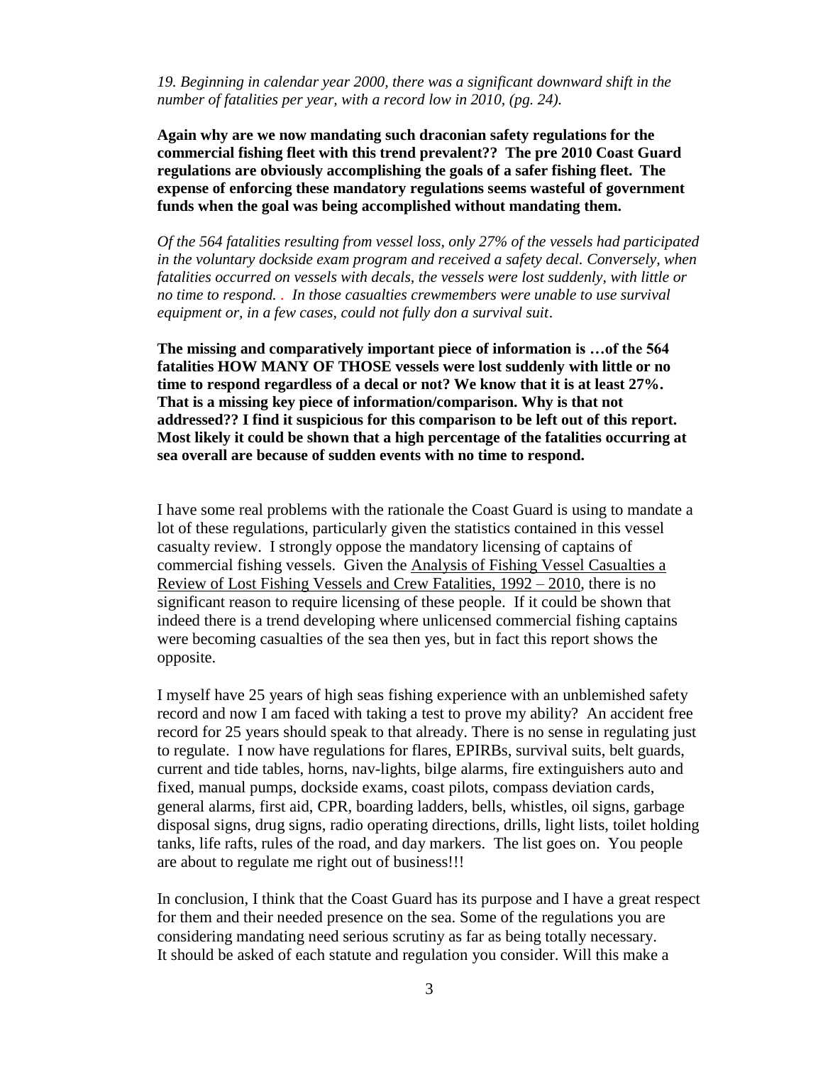*19. Beginning in calendar year 2000, there was a significant downward shift in the number of fatalities per year, with a record low in 2010, (pg. 24).*

**Again why are we now mandating such draconian safety regulations for the commercial fishing fleet with this trend prevalent?? The pre 2010 Coast Guard regulations are obviously accomplishing the goals of a safer fishing fleet. The expense of enforcing these mandatory regulations seems wasteful of government funds when the goal was being accomplished without mandating them.**

*Of the 564 fatalities resulting from vessel loss, only 27% of the vessels had participated in the voluntary dockside exam program and received a safety decal. Conversely, when fatalities occurred on vessels with decals, the vessels were lost suddenly, with little or no time to respond. . In those casualties crewmembers were unable to use survival equipment or, in a few cases, could not fully don a survival suit.*

**The missing and comparatively important piece of information is …of the 564 fatalities HOW MANY OF THOSE vessels were lost suddenly with little or no time to respond regardless of a decal or not? We know that it is at least 27%. That is a missing key piece of information/comparison. Why is that not addressed?? I find it suspicious for this comparison to be left out of this report. Most likely it could be shown that a high percentage of the fatalities occurring at sea overall are because of sudden events with no time to respond.**

I have some real problems with the rationale the Coast Guard is using to mandate a lot of these regulations, particularly given the statistics contained in this vessel casualty review. I strongly oppose the mandatory licensing of captains of commercial fishing vessels. Given the Analysis of Fishing Vessel Casualties a Review of Lost Fishing Vessels and Crew Fatalities, 1992 – 2010, there is no significant reason to require licensing of these people. If it could be shown that indeed there is a trend developing where unlicensed commercial fishing captains were becoming casualties of the sea then yes, but in fact this report shows the opposite.

I myself have 25 years of high seas fishing experience with an unblemished safety record and now I am faced with taking a test to prove my ability? An accident free record for 25 years should speak to that already. There is no sense in regulating just to regulate. I now have regulations for flares, EPIRBs, survival suits, belt guards, current and tide tables, horns, nav-lights, bilge alarms, fire extinguishers auto and fixed, manual pumps, dockside exams, coast pilots, compass deviation cards, general alarms, first aid, CPR, boarding ladders, bells, whistles, oil signs, garbage disposal signs, drug signs, radio operating directions, drills, light lists, toilet holding tanks, life rafts, rules of the road, and day markers. The list goes on. You people are about to regulate me right out of business!!!

In conclusion, I think that the Coast Guard has its purpose and I have a great respect for them and their needed presence on the sea. Some of the regulations you are considering mandating need serious scrutiny as far as being totally necessary. It should be asked of each statute and regulation you consider. Will this make a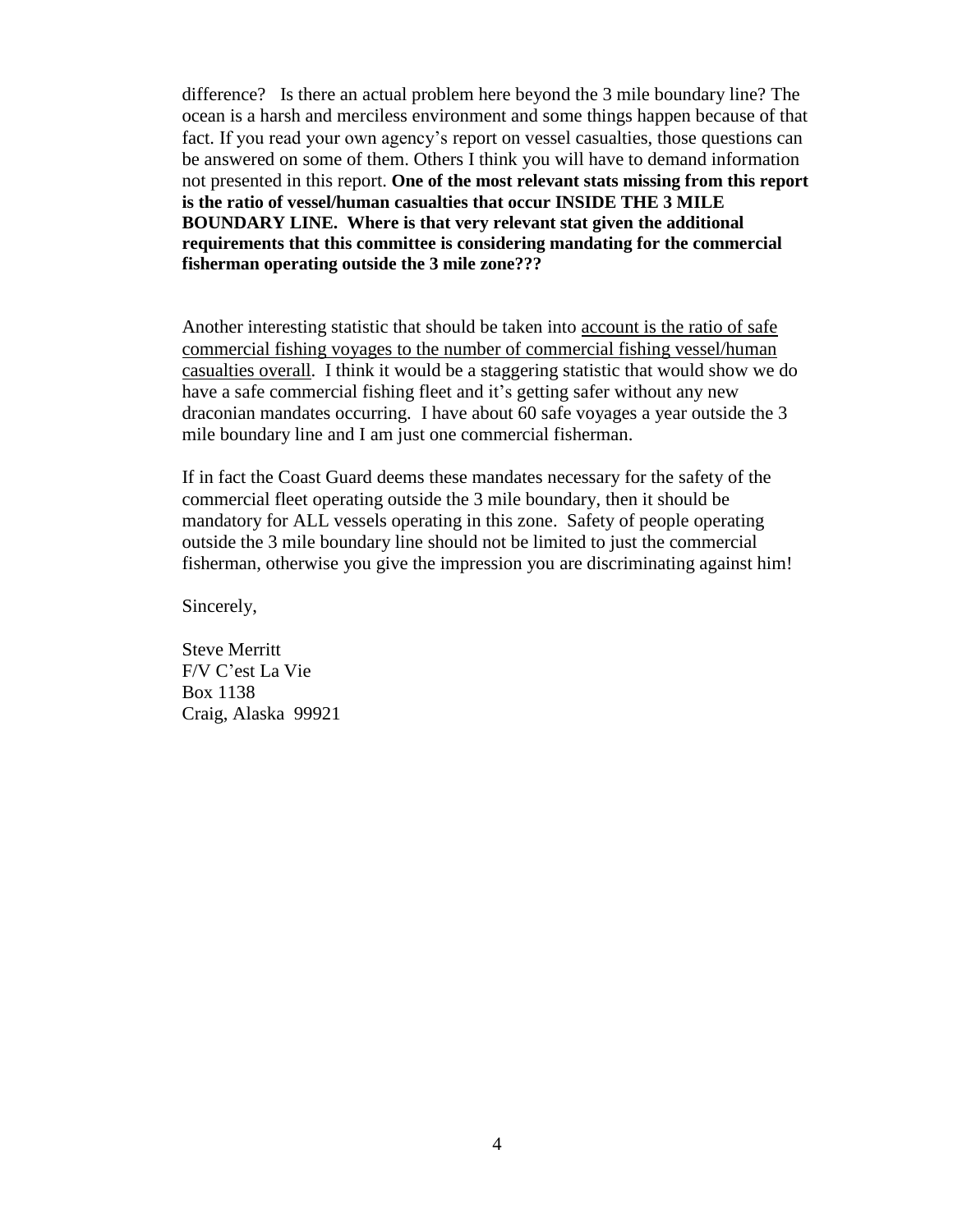difference? Is there an actual problem here beyond the 3 mile boundary line? The ocean is a harsh and merciless environment and some things happen because of that fact. If you read your own agency's report on vessel casualties, those questions can be answered on some of them. Others I think you will have to demand information not presented in this report. **One of the most relevant stats missing from this report is the ratio of vessel/human casualties that occur INSIDE THE 3 MILE BOUNDARY LINE. Where is that very relevant stat given the additional requirements that this committee is considering mandating for the commercial fisherman operating outside the 3 mile zone???**

Another interesting statistic that should be taken into <u>account is the ratio of safe commercial fishing voyages to the number of commercial fishing vessel/human casualties overall</u>. I think it would be a staggering statistic that would show we do have a safe commercial fishing fleet and it's getting safer without any new draconian mandates occurring. I have about 60 safe voyages a year outside the 3 mile boundary line and I am just one commercial fisherman.

If in fact the Coast Guard deems these mandates necessary for the safety of the commercial fleet operating outside the 3 mile boundary, then it should be mandatory for ALL vessels operating in this zone. Safety of people operating outside the 3 mile boundary line should not be limited to just the commercial fisherman, otherwise you give the impression you are discriminating against him!

Sincerely,

Steve Merritt
F/V C'est La Vie
Box 1138
Craig, Alaska 99921